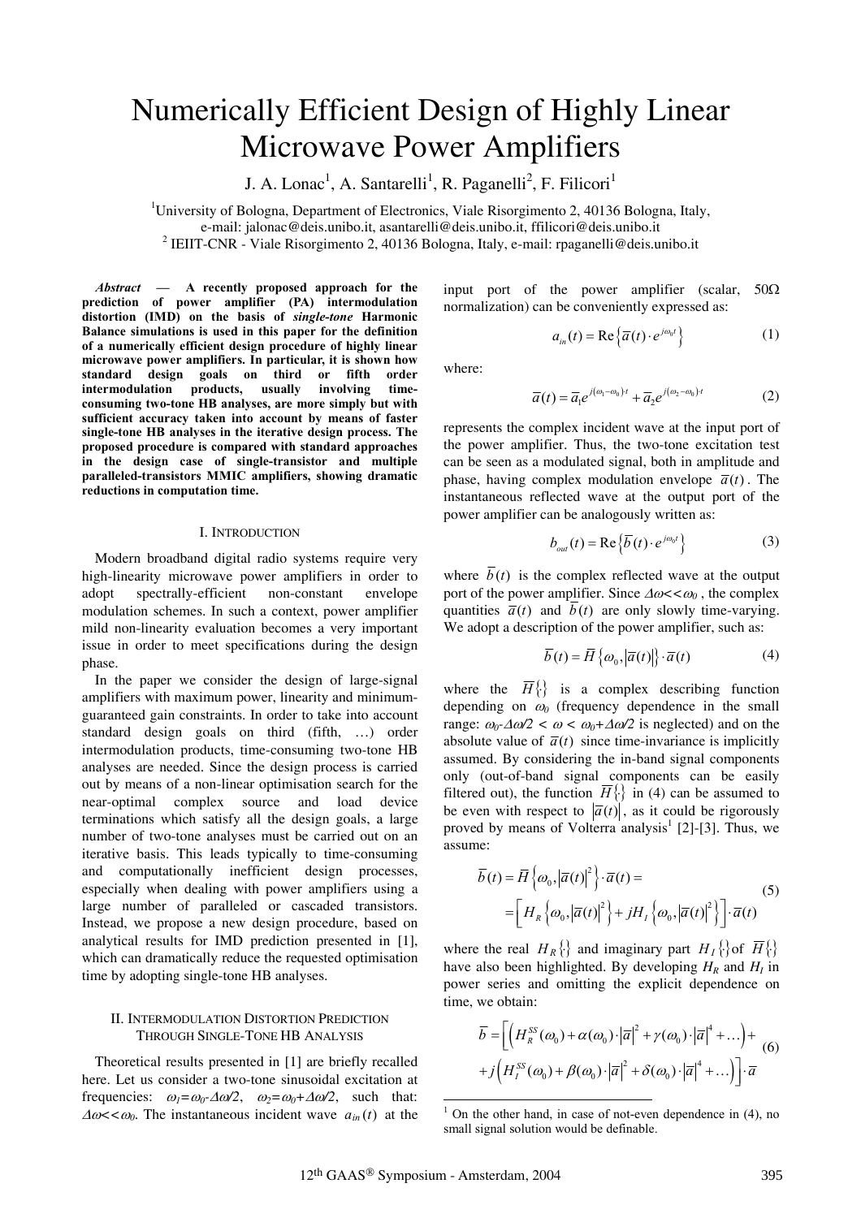# Numerically Efficient Design of Highly Linear Microwave Power Amplifiers

J. A. Lonac[1], A. Santarelli[1], R. Paganelli[2], F. Filicori[1]

[1]University of Bologna, Department of Electronics, Viale Risorgimento 2, 40136 Bologna, Italy, e-mail: jalonac@deis.unibo.it, asantarelli@deis.unibo.it, ffilicori@deis.unibo.it

[2] IEIIT-CNR - Viale Risorgimento 2, 40136 Bologna, Italy, e-mail: rpaganelli@deis.unibo.it

***Abstract* — A recently proposed approach for the prediction of power amplifier (PA) intermodulation distortion (IMD) on the basis of *single-tone* Harmonic Balance simulations is used in this paper for the definition of a numerically efficient design procedure of highly linear microwave power amplifiers. In particular, it is shown how standard design goals on third or fifth order intermodulation products, usually involving time-consuming two-tone HB analyses, are more simply but with sufficient accuracy taken into account by means of faster single-tone HB analyses in the iterative design process. The proposed procedure is compared with standard approaches in the design case of single-transistor and multiple paralleled-transistors MMIC amplifiers, showing dramatic reductions in computation time.**

## I. Introduction

Modern broadband digital radio systems require very high-linearity microwave power amplifiers in order to adopt spectrally-efficient non-constant envelope modulation schemes. In such a context, power amplifier mild non-linearity evaluation becomes a very important issue in order to meet specifications during the design phase.

In the paper we consider the design of large-signal amplifiers with maximum power, linearity and minimum-guaranteed gain constraints. In order to take into account standard design goals on third (fifth, …) order intermodulation products, time-consuming two-tone HB analyses are needed. Since the design process is carried out by means of a non-linear optimisation search for the near-optimal complex source and load device terminations which satisfy all the design goals, a large number of two-tone analyses must be carried out on an iterative basis. This leads typically to time-consuming and computationally inefficient design processes, especially when dealing with power amplifiers using a large number of paralleled or cascaded transistors. Instead, we propose a new design procedure, based on analytical results for IMD prediction presented in [1], which can dramatically reduce the requested optimisation time by adopting single-tone HB analyses.

## II. Intermodulation Distortion Prediction Through Single-Tone HB Analysis

Theoretical results presented in [1] are briefly recalled here. Let us consider a two-tone sinusoidal excitation at frequencies: $\omega_1=\omega_0-\Delta\omega/2$, $\omega_2=\omega_0+\Delta\omega/2$, such that: $\Delta\omega<<\omega_0$. The instantaneous incident wave $a_{in}(t)$ at the input port of the power amplifier (scalar, 50Ω normalization) can be conveniently expressed as:

$$a_{in}(t) = \mathrm{Re}\left\{\overline{a}(t)\cdot e^{j\omega_0 t}\right\} \tag{1}$$

where:

$$\overline{a}(t) = \overline{a}_1 e^{j(\omega_1-\omega_0)\cdot t} + \overline{a}_2 e^{j(\omega_2-\omega_0)\cdot t} \tag{2}$$

represents the complex incident wave at the input port of the power amplifier. Thus, the two-tone excitation test can be seen as a modulated signal, both in amplitude and phase, having complex modulation envelope $\overline{a}(t)$. The instantaneous reflected wave at the output port of the power amplifier can be analogously written as:

$$b_{out}(t) = \mathrm{Re}\left\{\overline{b}(t)\cdot e^{j\omega_0 t}\right\} \tag{3}$$

where $\overline{b}(t)$ is the complex reflected wave at the output port of the power amplifier. Since $\Delta\omega<<\omega_0$, the complex quantities $\overline{a}(t)$ and $\overline{b}(t)$ are only slowly time-varying. We adopt a description of the power amplifier, such as:

$$\overline{b}(t) = \overline{H}\left\{\omega_0, \left|\overline{a}(t)\right|\right\}\cdot\overline{a}(t) \tag{4}$$

where the $\overline{H}\{\}$ is a complex describing function depending on $\omega_0$ (frequency dependence in the small range: $\omega_0-\Delta\omega/2 < \omega < \omega_0+\Delta\omega/2$ is neglected) and on the absolute value of $\overline{a}(t)$ since time-invariance is implicitly assumed. By considering the in-band signal components only (out-of-band signal components can be easily filtered out), the function $\overline{H}\{\}$ in (4) can be assumed to be even with respect to $\left|\overline{a}(t)\right|$, as it could be rigorously proved by means of Volterra analysis[1] [2]-[3]. Thus, we assume:

$$\begin{aligned}\overline{b}(t) &= \overline{H}\left\{\omega_0, \left|\overline{a}(t)\right|^2\right\}\cdot\overline{a}(t) = \\ &= \left[H_R\left\{\omega_0, \left|\overline{a}(t)\right|^2\right\} + jH_I\left\{\omega_0, \left|\overline{a}(t)\right|^2\right\}\right]\cdot\overline{a}(t)\end{aligned} \tag{5}$$

where the real $H_R\{\}$ and imaginary part $H_I\{\}$ of $\overline{H}\{\}$ have also been highlighted. By developing $H_R$ and $H_I$ in power series and omitting the explicit dependence on time, we obtain:

$$\begin{aligned}\overline{b} &= \left[\left(H_R^{SS}(\omega_0) + \alpha(\omega_0)\cdot\left|\overline{a}\right|^2 + \gamma(\omega_0)\cdot\left|\overline{a}\right|^4 + \ldots\right) + \right.\\ &\left. + j\left(H_I^{SS}(\omega_0) + \beta(\omega_0)\cdot\left|\overline{a}\right|^2 + \delta(\omega_0)\cdot\left|\overline{a}\right|^4 + \ldots\right)\right]\cdot\overline{a}\end{aligned} \tag{6}$$

[1] On the other hand, in case of not-even dependence in (4), no small signal solution would be definable.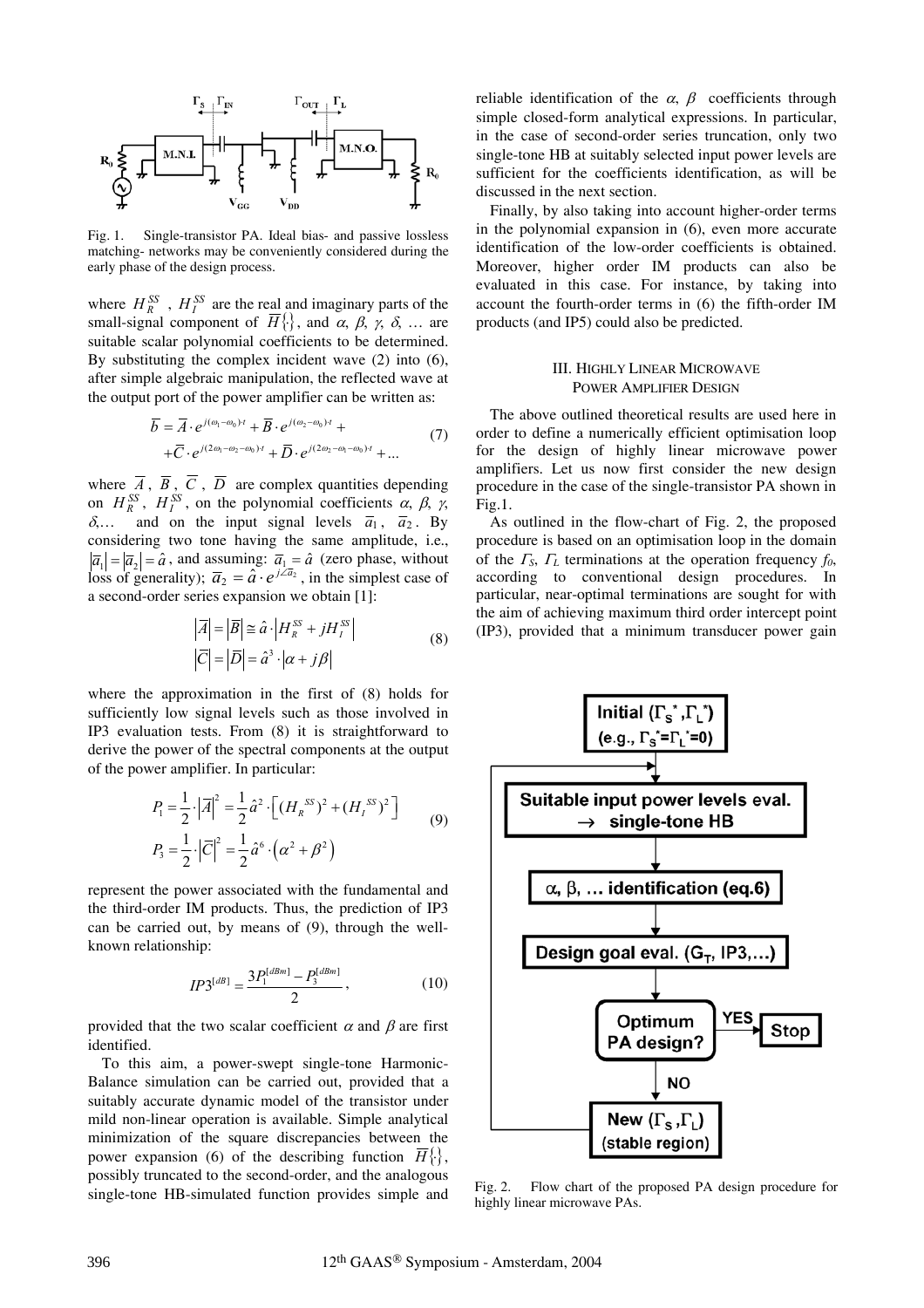Fig. 1. Single-transistor PA. Ideal bias- and passive lossless matching- networks may be conveniently considered during the early phase of the design process.

where $H_R^{SS}$, $H_I^{SS}$ are the real and imaginary parts of the small-signal component of $\overline{H}\{\}$, and $\alpha$, $\beta$, $\gamma$, $\delta$, … are suitable scalar polynomial coefficients to be determined. By substituting the complex incident wave (2) into (6), after simple algebraic manipulation, the reflected wave at the output port of the power amplifier can be written as:

$$\begin{aligned}\overline{b} &= \overline{A}\cdot e^{j(\omega_1-\omega_0)\cdot t} + \overline{B}\cdot e^{j(\omega_2-\omega_0)\cdot t} + \\ &+ \overline{C}\cdot e^{j(2\omega_1-\omega_2-\omega_0)\cdot t} + \overline{D}\cdot e^{j(2\omega_2-\omega_1-\omega_0)\cdot t} + \ldots\end{aligned} \tag{7}$$

where $\overline{A}$, $\overline{B}$, $\overline{C}$, $\overline{D}$ are complex quantities depending on $H_R^{SS}$, $H_I^{SS}$, on the polynomial coefficients $\alpha$, $\beta$, $\gamma$, $\delta$,… and on the input signal levels $\overline{a}_1$, $\overline{a}_2$. By considering two tone having the same amplitude, i.e., $|\overline{a}_1| = |\overline{a}_2| = \hat{a}$, and assuming: $\overline{a}_1 = \hat{a}$ (zero phase, without loss of generality); $\overline{a}_2 = \hat{a}\cdot e^{j\angle\overline{a}_2}$, in the simplest case of a second-order series expansion we obtain [1]:

$$\begin{aligned}|\overline{A}| &= |\overline{B}| \cong \hat{a}\cdot\left|H_R^{SS} + jH_I^{SS}\right| \\ |\overline{C}| &= |\overline{D}| = \hat{a}^3\cdot|\alpha + j\beta|\end{aligned} \tag{8}$$

where the approximation in the first of (8) holds for sufficiently low signal levels such as those involved in IP3 evaluation tests. From (8) it is straightforward to derive the power of the spectral components at the output of the power amplifier. In particular:

$$\begin{aligned}P_1 &= \frac{1}{2}\cdot|\overline{A}|^2 = \frac{1}{2}\hat{a}^2\cdot\left[(H_R^{SS})^2 + (H_I^{SS})^2\right] \\ P_3 &= \frac{1}{2}\cdot|\overline{C}|^2 = \frac{1}{2}\hat{a}^6\cdot\left(\alpha^2 + \beta^2\right)\end{aligned} \tag{9}$$

represent the power associated with the fundamental and the third-order IM products. Thus, the prediction of IP3 can be carried out, by means of (9), through the well-known relationship:

$$IP3^{[dB]} = \frac{3P_1^{[dBm]} - P_3^{[dBm]}}{2}, \tag{10}$$

provided that the two scalar coefficient $\alpha$ and $\beta$ are first identified.

To this aim, a power-swept single-tone Harmonic-Balance simulation can be carried out, provided that a suitably accurate dynamic model of the transistor under mild non-linear operation is available. Simple analytical minimization of the square discrepancies between the power expansion (6) of the describing function $\overline{H}\{\}$, possibly truncated to the second-order, and the analogous single-tone HB-simulated function provides simple and reliable identification of the $\alpha$, $\beta$ coefficients through simple closed-form analytical expressions. In particular, in the case of second-order series truncation, only two single-tone HB at suitably selected input power levels are sufficient for the coefficients identification, as will be discussed in the next section.

Finally, by also taking into account higher-order terms in the polynomial expansion in (6), even more accurate identification of the low-order coefficients is obtained. Moreover, higher order IM products can also be evaluated in this case. For instance, by taking into account the fourth-order terms in (6) the fifth-order IM products (and IP5) could also be predicted.

## III. Highly Linear Microwave Power Amplifier Design

The above outlined theoretical results are used here in order to define a numerically efficient optimisation loop for the design of highly linear microwave power amplifiers. Let us now first consider the new design procedure in the case of the single-transistor PA shown in Fig.1.

As outlined in the flow-chart of Fig. 2, the proposed procedure is based on an optimisation loop in the domain of the $\Gamma_S$, $\Gamma_L$ terminations at the operation frequency $f_0$, according to conventional design procedures. In particular, near-optimal terminations are sought for with the aim of achieving maximum third order intercept point (IP3), provided that a minimum transducer power gain

Fig. 2. Flow chart of the proposed PA design procedure for highly linear microwave PAs.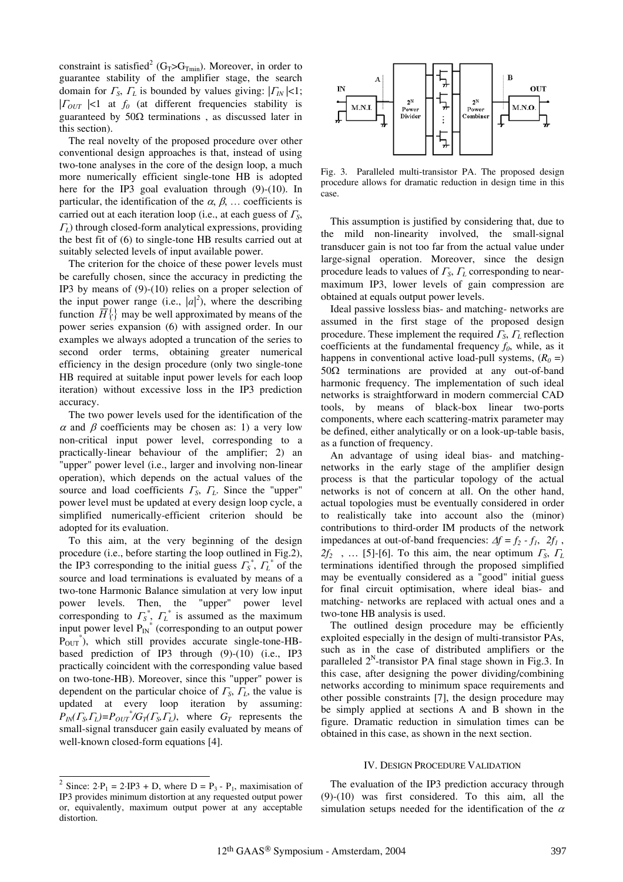constraint is satisfied[2] ($G_T$>$G_{Tmin}$). Moreover, in order to guarantee stability of the amplifier stage, the search domain for $\Gamma_S$, $\Gamma_L$ is bounded by values giving: $|\Gamma_{IN}|<1$; $|\Gamma_{OUT}|<1$ at $f_0$ (at different frequencies stability is guaranteed by 50Ω terminations , as discussed later in this section).

The real novelty of the proposed procedure over other conventional design approaches is that, instead of using two-tone analyses in the core of the design loop, a much more numerically efficient single-tone HB is adopted here for the IP3 goal evaluation through (9)-(10). In particular, the identification of the $\alpha$, $\beta$, … coefficients is carried out at each iteration loop (i.e., at each guess of $\Gamma_S$, $\Gamma_L$) through closed-form analytical expressions, providing the best fit of (6) to single-tone HB results carried out at suitably selected levels of input available power.

The criterion for the choice of these power levels must be carefully chosen, since the accuracy in predicting the IP3 by means of (9)-(10) relies on a proper selection of the input power range (i.e., $|a|^2$), where the describing function $\overline{H}\{\}$ may be well approximated by means of the power series expansion (6) with assigned order. In our examples we always adopted a truncation of the series to second order terms, obtaining greater numerical efficiency in the design procedure (only two single-tone HB required at suitable input power levels for each loop iteration) without excessive loss in the IP3 prediction accuracy.

The two power levels used for the identification of the $\alpha$ and $\beta$ coefficients may be chosen as: 1) a very low non-critical input power level, corresponding to a practically-linear behaviour of the amplifier; 2) an "upper" power level (i.e., larger and involving non-linear operation), which depends on the actual values of the source and load coefficients $\Gamma_S$, $\Gamma_L$. Since the "upper" power level must be updated at every design loop cycle, a simplified numerically-efficient criterion should be adopted for its evaluation.

To this aim, at the very beginning of the design procedure (i.e., before starting the loop outlined in Fig.2), the IP3 corresponding to the initial guess $\Gamma_S^*$, $\Gamma_L^*$ of the source and load terminations is evaluated by means of a two-tone Harmonic Balance simulation at very low input power levels. Then, the "upper" power level corresponding to $\Gamma_S^*$, $\Gamma_L^*$ is assumed as the maximum input power level $P_{IN}^*$ (corresponding to an output power $P_{OUT}^*$), which still provides accurate single-tone-HB-based prediction of IP3 through (9)-(10) (i.e., IP3 practically coincident with the corresponding value based on two-tone-HB). Moreover, since this "upper" power is dependent on the particular choice of $\Gamma_S$, $\Gamma_L$, the value is updated at every loop iteration by assuming: $P_{IN}(\Gamma_S,\Gamma_L)=P_{OUT}^*/G_T(\Gamma_S,\Gamma_L)$, where $G_T$ represents the small-signal transducer gain easily evaluated by means of well-known closed-form equations [4].

Fig. 3. Paralleled multi-transistor PA. The proposed design procedure allows for dramatic reduction in design time in this case.

This assumption is justified by considering that, due to the mild non-linearity involved, the small-signal transducer gain is not too far from the actual value under large-signal operation. Moreover, since the design procedure leads to values of $\Gamma_S$, $\Gamma_L$ corresponding to near-maximum IP3, lower levels of gain compression are obtained at equals output power levels.

Ideal passive lossless bias- and matching- networks are assumed in the first stage of the proposed design procedure. These implement the required $\Gamma_S$, $\Gamma_L$ reflection coefficients at the fundamental frequency $f_0$, while, as it happens in conventional active load-pull systems, ($R_0$ =) 50Ω terminations are provided at any out-of-band harmonic frequency. The implementation of such ideal networks is straightforward in modern commercial CAD tools, by means of black-box linear two-ports components, where each scattering-matrix parameter may be defined, either analytically or on a look-up-table basis, as a function of frequency.

An advantage of using ideal bias- and matching-networks in the early stage of the amplifier design process is that the particular topology of the actual networks is not of concern at all. On the other hand, actual topologies must be eventually considered in order to realistically take into account also the (minor) contributions to third-order IM products of the network impedances at out-of-band frequencies: $\Delta f = f_2 - f_1$, $2f_1$, $2f_2$ , … [5]-[6]. To this aim, the near optimum $\Gamma_S$, $\Gamma_L$ terminations identified through the proposed simplified may be eventually considered as a "good" initial guess for final circuit optimisation, where ideal bias- and matching- networks are replaced with actual ones and a two-tone HB analysis is used.

The outlined design procedure may be efficiently exploited especially in the design of multi-transistor PAs, such as in the case of distributed amplifiers or the paralleled $2^N$-transistor PA final stage shown in Fig.3. In this case, after designing the power dividing/combining networks according to minimum space requirements and other possible constraints [7], the design procedure may be simply applied at sections A and B shown in the figure. Dramatic reduction in simulation times can be obtained in this case, as shown in the next section.

## IV. Design Procedure Validation

The evaluation of the IP3 prediction accuracy through (9)-(10) was first considered. To this aim, all the simulation setups needed for the identification of the $\alpha$

[2] Since: $2 \cdot P_1 = 2 \cdot IP3 + D$, where $D = P_3 - P_1$, maximisation of IP3 provides minimum distortion at any requested output power or, equivalently, maximum output power at any acceptable distortion.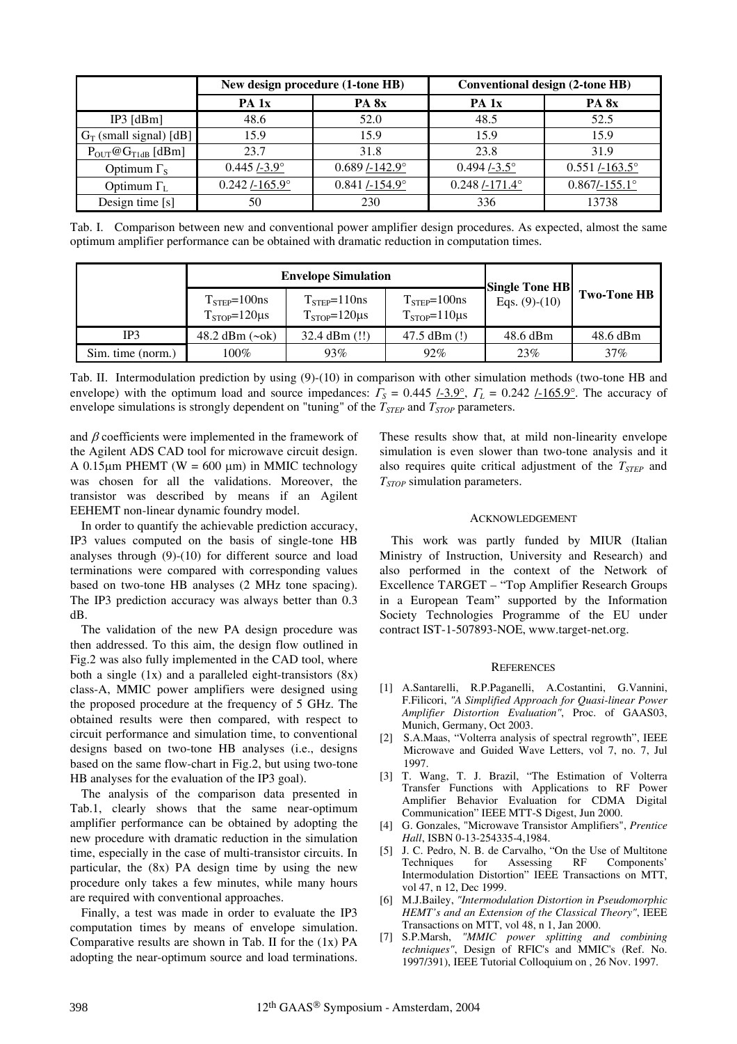| | New design procedure (1-tone HB) | | Conventional design (2-tone HB) | |
|---|---|---|---|---|
| | PA 1x | PA 8x | PA 1x | PA 8x |
| IP3 [dBm] | 48.6 | 52.0 | 48.5 | 52.5 |
| $G_T$ (small signal) [dB] | 15.9 | 15.9 | 15.9 | 15.9 |
| $P_{OUT}@G_{T1dB}$ [dBm] | 23.7 | 31.8 | 23.8 | 31.9 |
| Optimum $\Gamma_S$ | 0.445 /-3.9° | 0.689 /-142.9° | 0.494 /-3.5° | 0.551 /-163.5° |
| Optimum $\Gamma_L$ | 0.242 /-165.9° | 0.841 /-154.9° | 0.248 /-171.4° | 0.867/-155.1° |
| Design time [s] | 50 | 230 | 336 | 13738 |

Tab. I. Comparison between new and conventional power amplifier design procedures. As expected, almost the same optimum amplifier performance can be obtained with dramatic reduction in computation times.

| | Envelope Simulation | | | Single Tone HB Eqs. (9)-(10) | Two-Tone HB |
|---|---|---|---|---|---|
| | $T_{STEP}$=100ns $T_{STOP}$=120μs | $T_{STEP}$=110ns $T_{STOP}$=120μs | $T_{STEP}$=100ns $T_{STOP}$=110μs | | |
| IP3 | 48.2 dBm (~ok) | 32.4 dBm (!!) | 47.5 dBm (!) | 48.6 dBm | 48.6 dBm |
| Sim. time (norm.) | 100% | 93% | 92% | 23% | 37% |

Tab. II. Intermodulation prediction by using (9)-(10) in comparison with other simulation methods (two-tone HB and envelope) with the optimum load and source impedances: $\Gamma_S$ = 0.445 /-3.9°, $\Gamma_L$ = 0.242 /-165.9°. The accuracy of envelope simulations is strongly dependent on "tuning" of the $T_{STEP}$ and $T_{STOP}$ parameters.

and $\beta$ coefficients were implemented in the framework of the Agilent ADS CAD tool for microwave circuit design. A 0.15μm PHEMT (W = 600 μm) in MMIC technology was chosen for all the validations. Moreover, the transistor was described by means if an Agilent EEHEMT non-linear dynamic foundry model.

In order to quantify the achievable prediction accuracy, IP3 values computed on the basis of single-tone HB analyses through (9)-(10) for different source and load terminations were compared with corresponding values based on two-tone HB analyses (2 MHz tone spacing). The IP3 prediction accuracy was always better than 0.3 dB.

The validation of the new PA design procedure was then addressed. To this aim, the design flow outlined in Fig.2 was also fully implemented in the CAD tool, where both a single (1x) and a paralleled eight-transistors (8x) class-A, MMIC power amplifiers were designed using the proposed procedure at the frequency of 5 GHz. The obtained results were then compared, with respect to circuit performance and simulation time, to conventional designs based on two-tone HB analyses (i.e., designs based on the same flow-chart in Fig.2, but using two-tone HB analyses for the evaluation of the IP3 goal).

The analysis of the comparison data presented in Tab.1, clearly shows that the same near-optimum amplifier performance can be obtained by adopting the new procedure with dramatic reduction in the simulation time, especially in the case of multi-transistor circuits. In particular, the (8x) PA design time by using the new procedure only takes a few minutes, while many hours are required with conventional approaches.

Finally, a test was made in order to evaluate the IP3 computation times by means of envelope simulation. Comparative results are shown in Tab. II for the (1x) PA adopting the near-optimum source and load terminations. These results show that, at mild non-linearity envelope simulation is even slower than two-tone analysis and it also requires quite critical adjustment of the $T_{STEP}$ and $T_{STOP}$ simulation parameters.

## ACKNOWLEDGEMENT

This work was partly funded by MIUR (Italian Ministry of Instruction, University and Research) and also performed in the context of the Network of Excellence TARGET – "Top Amplifier Research Groups in a European Team" supported by the Information Society Technologies Programme of the EU under contract IST-1-507893-NOE, www.target-net.org.

## REFERENCES

[1] A.Santarelli, R.P.Paganelli, A.Costantini, G.Vannini, F.Filicori, *"A Simplified Approach for Quasi-linear Power Amplifier Distortion Evaluation"*, Proc. of GAAS03, Munich, Germany, Oct 2003.

[2] S.A.Maas, "Volterra analysis of spectral regrowth", IEEE Microwave and Guided Wave Letters, vol 7, no. 7, Jul 1997.

[3] T. Wang, T. J. Brazil, "The Estimation of Volterra Transfer Functions with Applications to RF Power Amplifier Behavior Evaluation for CDMA Digital Communication" IEEE MTT-S Digest, Jun 2000.

[4] G. Gonzales, "Microwave Transistor Amplifiers", *Prentice Hall*, ISBN 0-13-254335-4,1984.

[5] J. C. Pedro, N. B. de Carvalho, "On the Use of Multitone Techniques for Assessing RF Components' Intermodulation Distortion" IEEE Transactions on MTT, vol 47, n 12, Dec 1999.

[6] M.J.Bailey, *"Intermodulation Distortion in Pseudomorphic HEMT's and an Extension of the Classical Theory"*, IEEE Transactions on MTT, vol 48, n 1, Jan 2000.

[7] S.P.Marsh, *"MMIC power splitting and combining techniques"*, Design of RFIC's and MMIC's (Ref. No. 1997/391), IEEE Tutorial Colloquium on , 26 Nov. 1997.